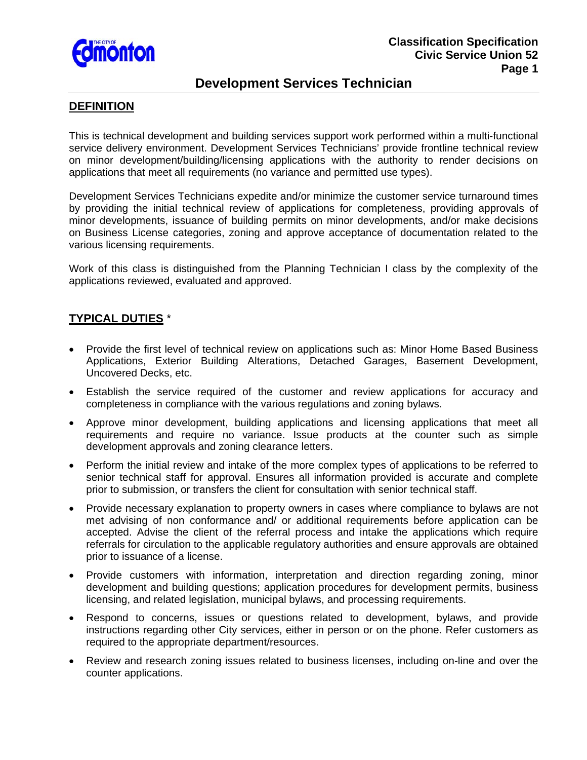# Development Services Technician

## DEFINITION

This is technical development and building services support work performed within a multi-functional service delivery environment. Development Services Technicians' provide frontline technical review on minor development/building/licensing applications with the authority to render decisions on applications that meet all requirements (no variance and permitted use types).

Development Services Technicians expedite and/or minimize the customer service turnaround times by providing the initial technical review of applications for completeness, providing approvals of minor developments, issuance of building permits on minor developments, and/or make decisions on Business License categories, zoning and approve acceptance of documentation related to the various licensing requirements.

Work of this class is distinguished from the Planning Technician I class by the complexity of the applications reviewed, evaluated and approved.

## TYPICAL DUTIES *

- Provide the first level of technical review on applications such as: Minor Home Based Business Applications, Exterior Building Alterations, Detached Garages, Basement Development, Uncovered Decks, etc.
- Establish the service required of the customer and review applications for accuracy and completeness in compliance with the various regulations and zoning bylaws.
- Approve minor development, building applications and licensing applications that meet all requirements and require no variance. Issue products at the counter such as simple development approvals and zoning clearance letters.
- Perform the initial review and intake of the more complex types of applications to be referred to senior technical staff for approval. Ensures all information provided is accurate and complete prior to submission, or transfers the client for consultation with senior technical staff.
- Provide necessary explanation to property owners in cases where compliance to bylaws are not met advising of non conformance and/ or additional requirements before application can be accepted. Advise the client of the referral process and intake the applications which require referrals for circulation to the applicable regulatory authorities and ensure approvals are obtained prior to issuance of a license.
- Provide customers with information, interpretation and direction regarding zoning, minor development and building questions; application procedures for development permits, business licensing, and related legislation, municipal bylaws, and processing requirements.
- Respond to concerns, issues or questions related to development, bylaws, and provide instructions regarding other City services, either in person or on the phone. Refer customers as required to the appropriate department/resources.
- Review and research zoning issues related to business licenses, including on-line and over the counter applications.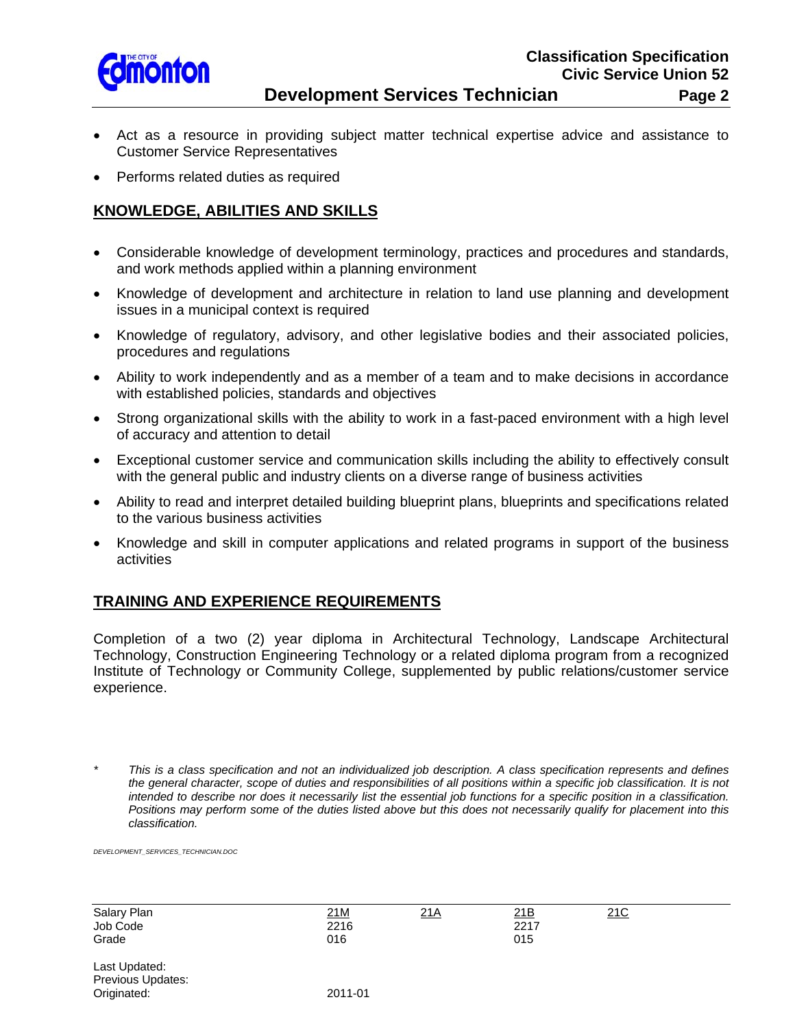- Act as a resource in providing subject matter technical expertise advice and assistance to Customer Service Representatives
- Performs related duties as required

## KNOWLEDGE, ABILITIES AND SKILLS

- Considerable knowledge of development terminology, practices and procedures and standards, and work methods applied within a planning environment
- Knowledge of development and architecture in relation to land use planning and development issues in a municipal context is required
- Knowledge of regulatory, advisory, and other legislative bodies and their associated policies, procedures and regulations
- Ability to work independently and as a member of a team and to make decisions in accordance with established policies, standards and objectives
- Strong organizational skills with the ability to work in a fast-paced environment with a high level of accuracy and attention to detail
- Exceptional customer service and communication skills including the ability to effectively consult with the general public and industry clients on a diverse range of business activities
- Ability to read and interpret detailed building blueprint plans, blueprints and specifications related to the various business activities
- Knowledge and skill in computer applications and related programs in support of the business activities

## TRAINING AND EXPERIENCE REQUIREMENTS

Completion of a two (2) year diploma in Architectural Technology, Landscape Architectural Technology, Construction Engineering Technology or a related diploma program from a recognized Institute of Technology or Community College, supplemented by public relations/customer service experience.

\* *This is a class specification and not an individualized job description. A class specification represents and defines the general character, scope of duties and responsibilities of all positions within a specific job classification. It is not intended to describe nor does it necessarily list the essential job functions for a specific position in a classification. Positions may perform some of the duties listed above but this does not necessarily qualify for placement into this classification.*

*DEVELOPMENT_SERVICES_TECHNICIAN.DOC*

| | | | | |
|---|---|---|---|---|
| Salary Plan | 21M | 21A | 21B | 21C |
| Job Code | 2216 | | 2217 | |
| Grade | 016 | | 015 | |

Last Updated:
Previous Updates:
Originated: 2011-01